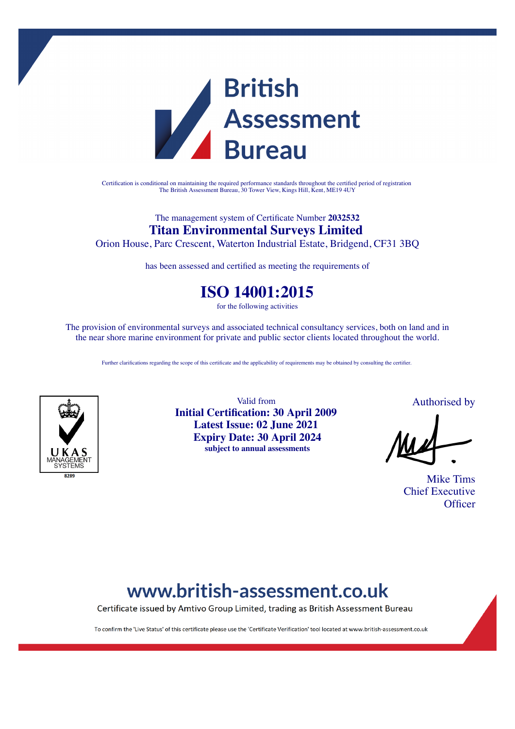# British Assessment Bureau

Certification is conditional on maintaining the required performance standards throughout the certified period of registration
The British Assessment Bureau, 30 Tower View, Kings Hill, Kent, ME19 4UY

The management system of Certificate Number **2032532**

## Titan Environmental Surveys Limited

Orion House, Parc Crescent, Waterton Industrial Estate, Bridgend, CF31 3BQ

has been assessed and certified as meeting the requirements of

# ISO 14001:2015

for the following activities

The provision of environmental surveys and associated technical consultancy services, both on land and in the near shore marine environment for private and public sector clients located throughout the world.

Further clarifications regarding the scope of this certificate and the applicability of requirements may be obtained by consulting the certifier.

UKAS MANAGEMENT SYSTEMS
8289

Valid from
**Initial Certification: 30 April 2009**
**Latest Issue: 02 June 2021**
**Expiry Date: 30 April 2024**
**subject to annual assessments**

Authorised by

Mike Tims
Chief Executive Officer

**www.british-assessment.co.uk**

Certificate issued by Amtivo Group Limited, trading as British Assessment Bureau

To confirm the 'Live Status' of this certificate please use the 'Certificate Verification' tool located at www.british-assessment.co.uk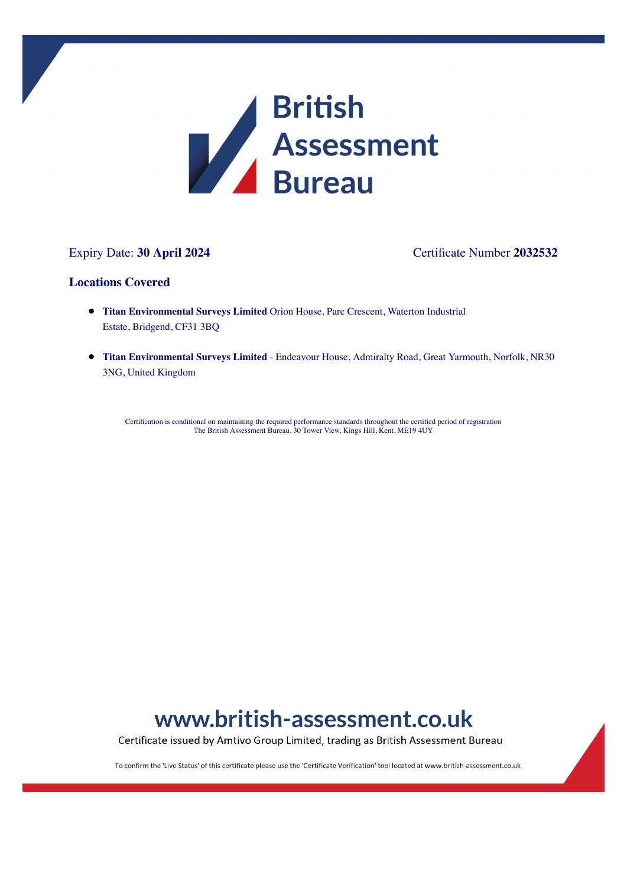# British Assessment Bureau

Expiry Date: **30 April 2024**

Certificate Number **2032532**

### Locations Covered

- **Titan Environmental Surveys Limited** Orion House, Parc Crescent, Waterton Industrial Estate, Bridgend, CF31 3BQ
- **Titan Environmental Surveys Limited** - Endeavour House, Admiralty Road, Great Yarmouth, Norfolk, NR30 3NG, United Kingdom

Certification is conditional on maintaining the required performance standards throughout the certified period of registration
The British Assessment Bureau, 30 Tower View, Kings Hill, Kent, ME19 4UY

**www.british-assessment.co.uk**

Certificate issued by Amtivo Group Limited, trading as British Assessment Bureau

To confirm the 'Live Status' of this certificate please use the 'Certificate Verification' tool located at www.british-assessment.co.uk